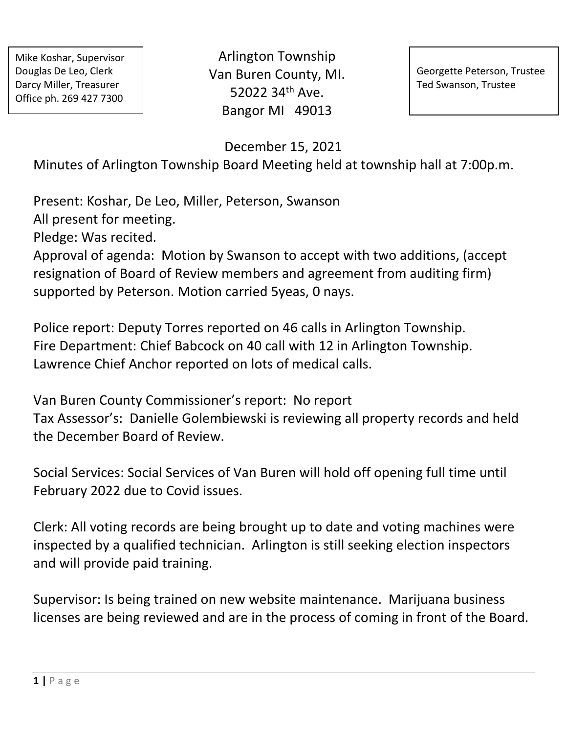Mike Koshar, Supervisor
Douglas De Leo, Clerk
Darcy Miller, Treasurer
Office ph. 269 427 7300

Arlington Township
Van Buren County, MI.
52022 34th Ave.
Bangor MI 49013

Georgette Peterson, Trustee
Ted Swanson, Trustee

December 15, 2021

Minutes of Arlington Township Board Meeting held at township hall at 7:00p.m.

Present: Koshar, De Leo, Miller, Peterson, Swanson
All present for meeting.
Pledge: Was recited.
Approval of agenda: Motion by Swanson to accept with two additions, (accept resignation of Board of Review members and agreement from auditing firm) supported by Peterson. Motion carried 5yeas, 0 nays.

Police report: Deputy Torres reported on 46 calls in Arlington Township.
Fire Department: Chief Babcock on 40 call with 12 in Arlington Township.
Lawrence Chief Anchor reported on lots of medical calls.

Van Buren County Commissioner's report: No report
Tax Assessor's: Danielle Golembiewski is reviewing all property records and held the December Board of Review.

Social Services: Social Services of Van Buren will hold off opening full time until February 2022 due to Covid issues.

Clerk: All voting records are being brought up to date and voting machines were inspected by a qualified technician. Arlington is still seeking election inspectors and will provide paid training.

Supervisor: Is being trained on new website maintenance. Marijuana business licenses are being reviewed and are in the process of coming in front of the Board.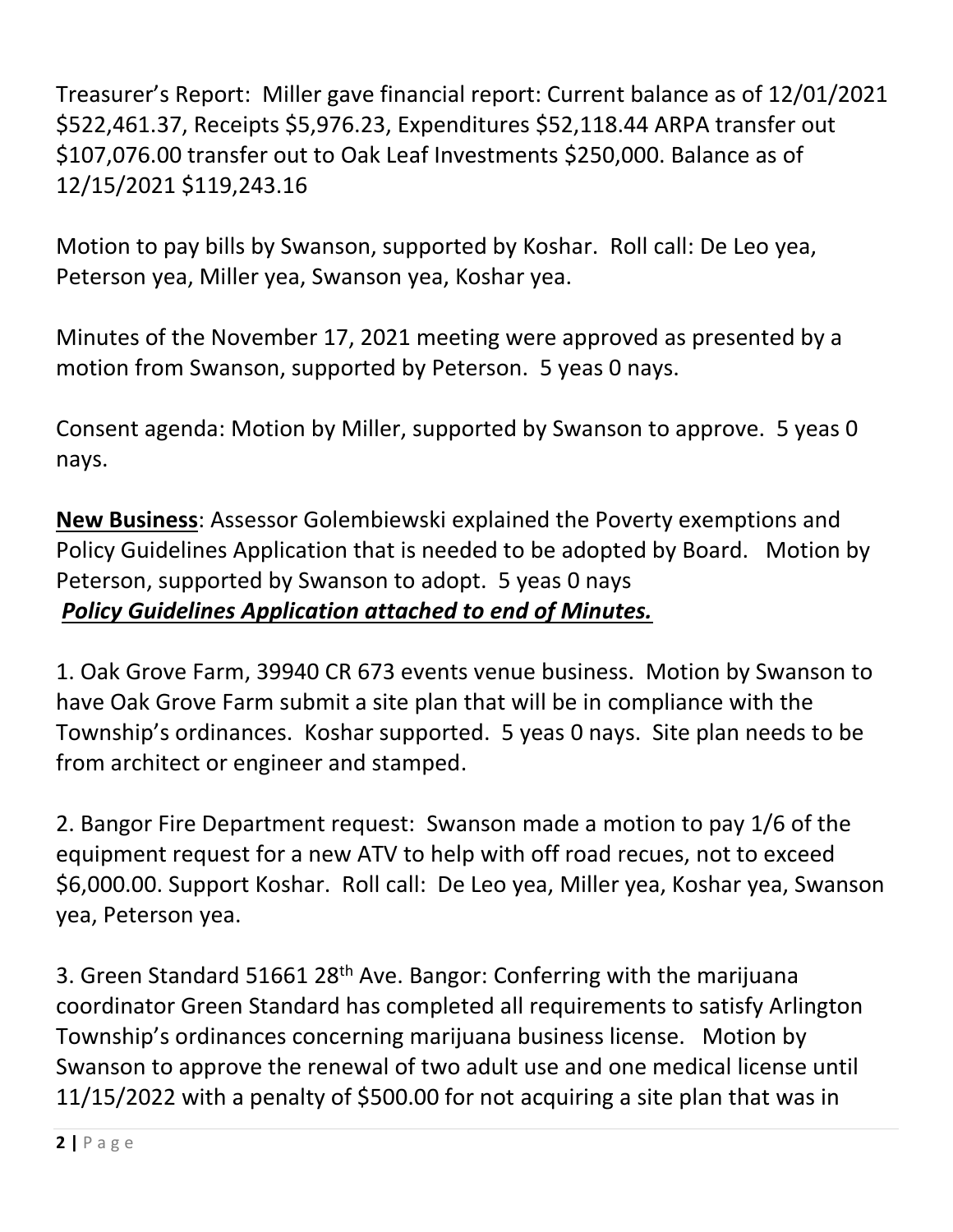Treasurer's Report: Miller gave financial report: Current balance as of 12/01/2021 $522,461.37, Receipts $5,976.23, Expenditures $52,118.44 ARPA transfer out $107,076.00 transfer out to Oak Leaf Investments $250,000. Balance as of 12/15/2021 $119,243.16

Motion to pay bills by Swanson, supported by Koshar. Roll call: De Leo yea, Peterson yea, Miller yea, Swanson yea, Koshar yea.

Minutes of the November 17, 2021 meeting were approved as presented by a motion from Swanson, supported by Peterson. 5 yeas 0 nays.

Consent agenda: Motion by Miller, supported by Swanson to approve. 5 yeas 0 nays.

**New Business**: Assessor Golembiewski explained the Poverty exemptions and Policy Guidelines Application that is needed to be adopted by Board. Motion by Peterson, supported by Swanson to adopt. 5 yeas 0 nays
***Policy Guidelines Application attached to end of Minutes.***

1. Oak Grove Farm, 39940 CR 673 events venue business. Motion by Swanson to have Oak Grove Farm submit a site plan that will be in compliance with the Township's ordinances. Koshar supported. 5 yeas 0 nays. Site plan needs to be from architect or engineer and stamped.

2. Bangor Fire Department request: Swanson made a motion to pay 1/6 of the equipment request for a new ATV to help with off road recues, not to exceed $6,000.00. Support Koshar. Roll call: De Leo yea, Miller yea, Koshar yea, Swanson yea, Peterson yea.

3. Green Standard 51661 28th Ave. Bangor: Conferring with the marijuana coordinator Green Standard has completed all requirements to satisfy Arlington Township's ordinances concerning marijuana business license. Motion by Swanson to approve the renewal of two adult use and one medical license until 11/15/2022 with a penalty of $500.00 for not acquiring a site plan that was in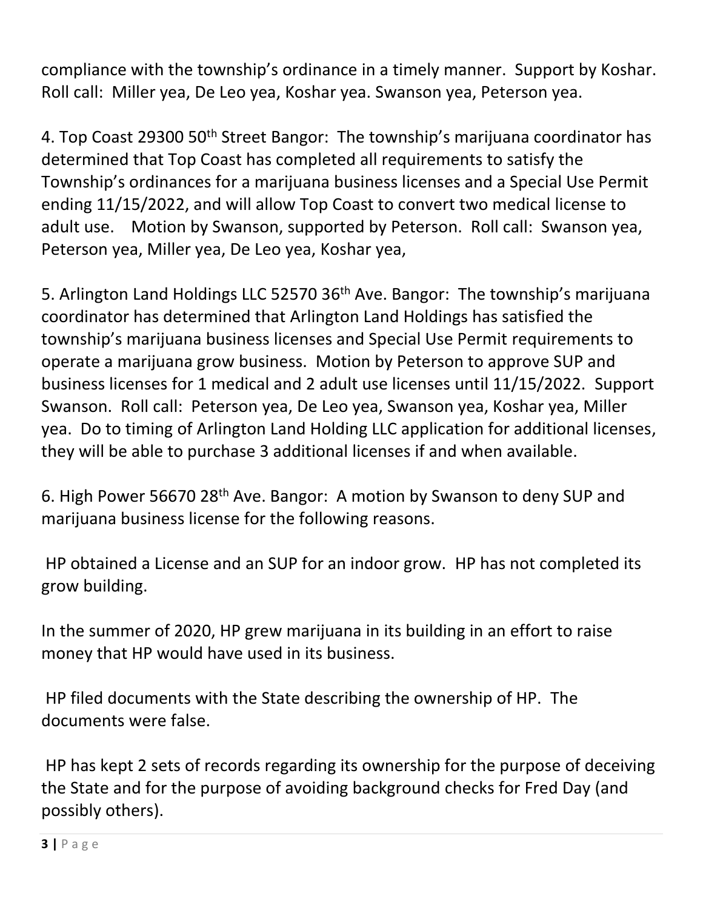compliance with the township's ordinance in a timely manner. Support by Koshar. Roll call: Miller yea, De Leo yea, Koshar yea. Swanson yea, Peterson yea.

4. Top Coast 29300 50th Street Bangor: The township's marijuana coordinator has determined that Top Coast has completed all requirements to satisfy the Township's ordinances for a marijuana business licenses and a Special Use Permit ending 11/15/2022, and will allow Top Coast to convert two medical license to adult use. Motion by Swanson, supported by Peterson. Roll call: Swanson yea, Peterson yea, Miller yea, De Leo yea, Koshar yea,

5. Arlington Land Holdings LLC 52570 36th Ave. Bangor: The township's marijuana coordinator has determined that Arlington Land Holdings has satisfied the township's marijuana business licenses and Special Use Permit requirements to operate a marijuana grow business. Motion by Peterson to approve SUP and business licenses for 1 medical and 2 adult use licenses until 11/15/2022. Support Swanson. Roll call: Peterson yea, De Leo yea, Swanson yea, Koshar yea, Miller yea. Do to timing of Arlington Land Holding LLC application for additional licenses, they will be able to purchase 3 additional licenses if and when available.

6. High Power 56670 28th Ave. Bangor: A motion by Swanson to deny SUP and marijuana business license for the following reasons.

HP obtained a License and an SUP for an indoor grow. HP has not completed its grow building.

In the summer of 2020, HP grew marijuana in its building in an effort to raise money that HP would have used in its business.

HP filed documents with the State describing the ownership of HP. The documents were false.

HP has kept 2 sets of records regarding its ownership for the purpose of deceiving the State and for the purpose of avoiding background checks for Fred Day (and possibly others).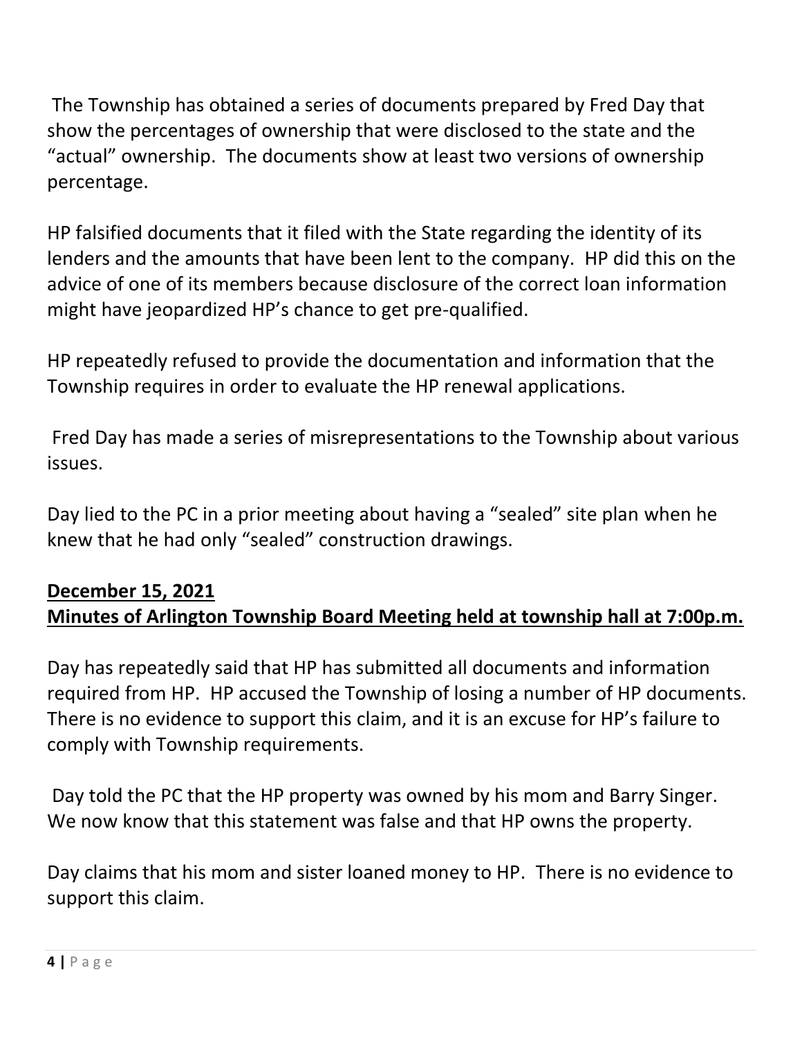The Township has obtained a series of documents prepared by Fred Day that show the percentages of ownership that were disclosed to the state and the "actual" ownership. The documents show at least two versions of ownership percentage.

HP falsified documents that it filed with the State regarding the identity of its lenders and the amounts that have been lent to the company. HP did this on the advice of one of its members because disclosure of the correct loan information might have jeopardized HP's chance to get pre-qualified.

HP repeatedly refused to provide the documentation and information that the Township requires in order to evaluate the HP renewal applications.

Fred Day has made a series of misrepresentations to the Township about various issues.

Day lied to the PC in a prior meeting about having a "sealed" site plan when he knew that he had only "sealed" construction drawings.

**December 15, 2021**
**Minutes of Arlington Township Board Meeting held at township hall at 7:00p.m.**

Day has repeatedly said that HP has submitted all documents and information required from HP. HP accused the Township of losing a number of HP documents. There is no evidence to support this claim, and it is an excuse for HP's failure to comply with Township requirements.

Day told the PC that the HP property was owned by his mom and Barry Singer. We now know that this statement was false and that HP owns the property.

Day claims that his mom and sister loaned money to HP. There is no evidence to support this claim.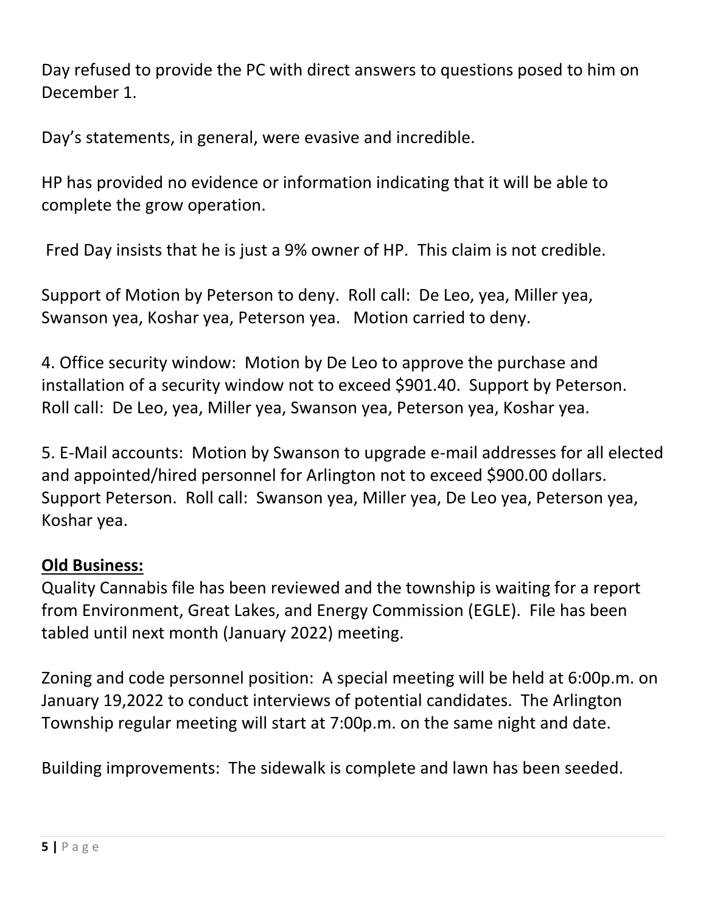Day refused to provide the PC with direct answers to questions posed to him on December 1.

Day's statements, in general, were evasive and incredible.

HP has provided no evidence or information indicating that it will be able to complete the grow operation.

Fred Day insists that he is just a 9% owner of HP. This claim is not credible.

Support of Motion by Peterson to deny. Roll call: De Leo, yea, Miller yea, Swanson yea, Koshar yea, Peterson yea. Motion carried to deny.

4. Office security window: Motion by De Leo to approve the purchase and installation of a security window not to exceed $901.40. Support by Peterson. Roll call: De Leo, yea, Miller yea, Swanson yea, Peterson yea, Koshar yea.

5. E-Mail accounts: Motion by Swanson to upgrade e-mail addresses for all elected and appointed/hired personnel for Arlington not to exceed $900.00 dollars. Support Peterson. Roll call: Swanson yea, Miller yea, De Leo yea, Peterson yea, Koshar yea.

**Old Business:**

Quality Cannabis file has been reviewed and the township is waiting for a report from Environment, Great Lakes, and Energy Commission (EGLE). File has been tabled until next month (January 2022) meeting.

Zoning and code personnel position: A special meeting will be held at 6:00p.m. on January 19,2022 to conduct interviews of potential candidates. The Arlington Township regular meeting will start at 7:00p.m. on the same night and date.

Building improvements: The sidewalk is complete and lawn has been seeded.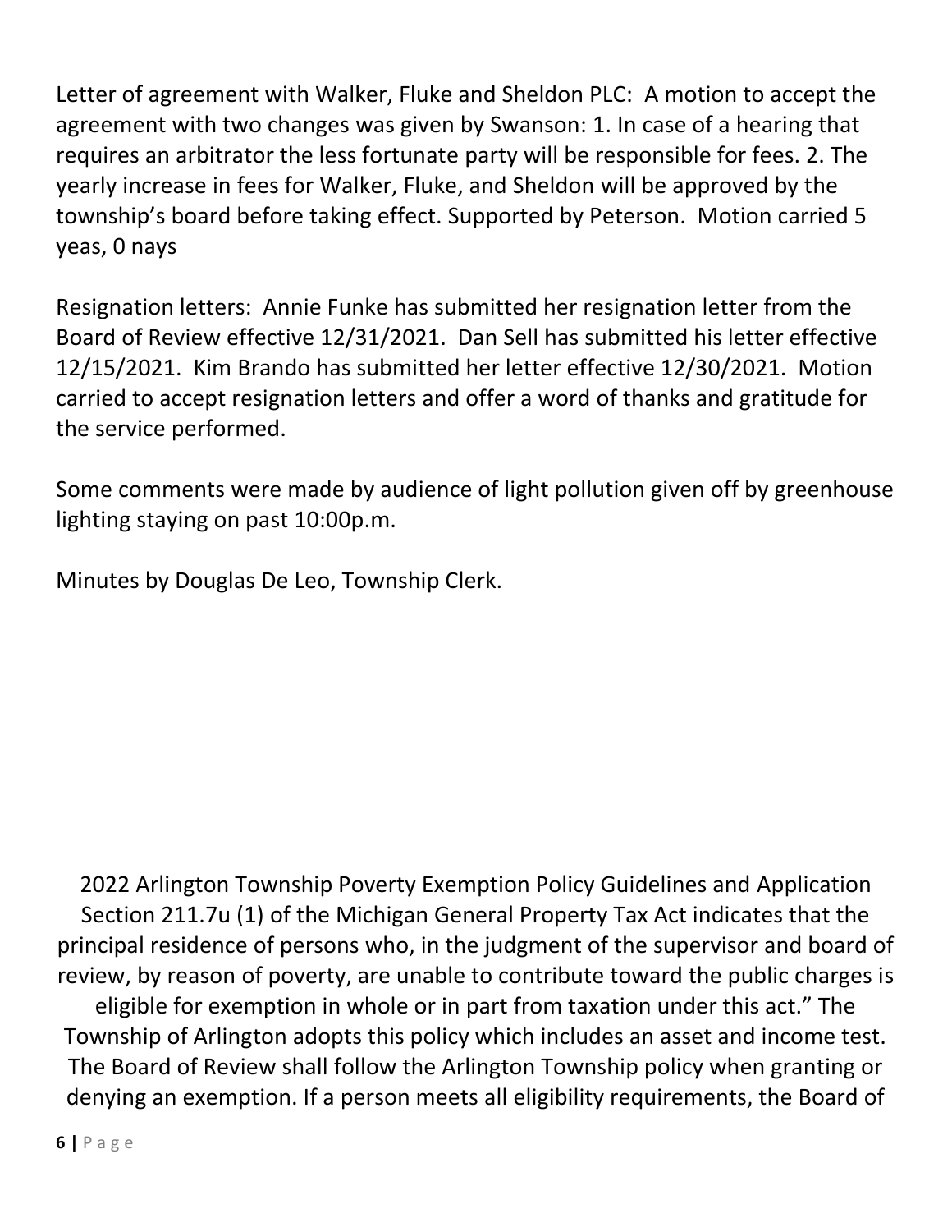Letter of agreement with Walker, Fluke and Sheldon PLC: A motion to accept the agreement with two changes was given by Swanson: 1. In case of a hearing that requires an arbitrator the less fortunate party will be responsible for fees. 2. The yearly increase in fees for Walker, Fluke, and Sheldon will be approved by the township's board before taking effect. Supported by Peterson. Motion carried 5 yeas, 0 nays

Resignation letters: Annie Funke has submitted her resignation letter from the Board of Review effective 12/31/2021. Dan Sell has submitted his letter effective 12/15/2021. Kim Brando has submitted her letter effective 12/30/2021. Motion carried to accept resignation letters and offer a word of thanks and gratitude for the service performed.

Some comments were made by audience of light pollution given off by greenhouse lighting staying on past 10:00p.m.

Minutes by Douglas De Leo, Township Clerk.

2022 Arlington Township Poverty Exemption Policy Guidelines and Application Section 211.7u (1) of the Michigan General Property Tax Act indicates that the principal residence of persons who, in the judgment of the supervisor and board of review, by reason of poverty, are unable to contribute toward the public charges is eligible for exemption in whole or in part from taxation under this act." The Township of Arlington adopts this policy which includes an asset and income test. The Board of Review shall follow the Arlington Township policy when granting or denying an exemption. If a person meets all eligibility requirements, the Board of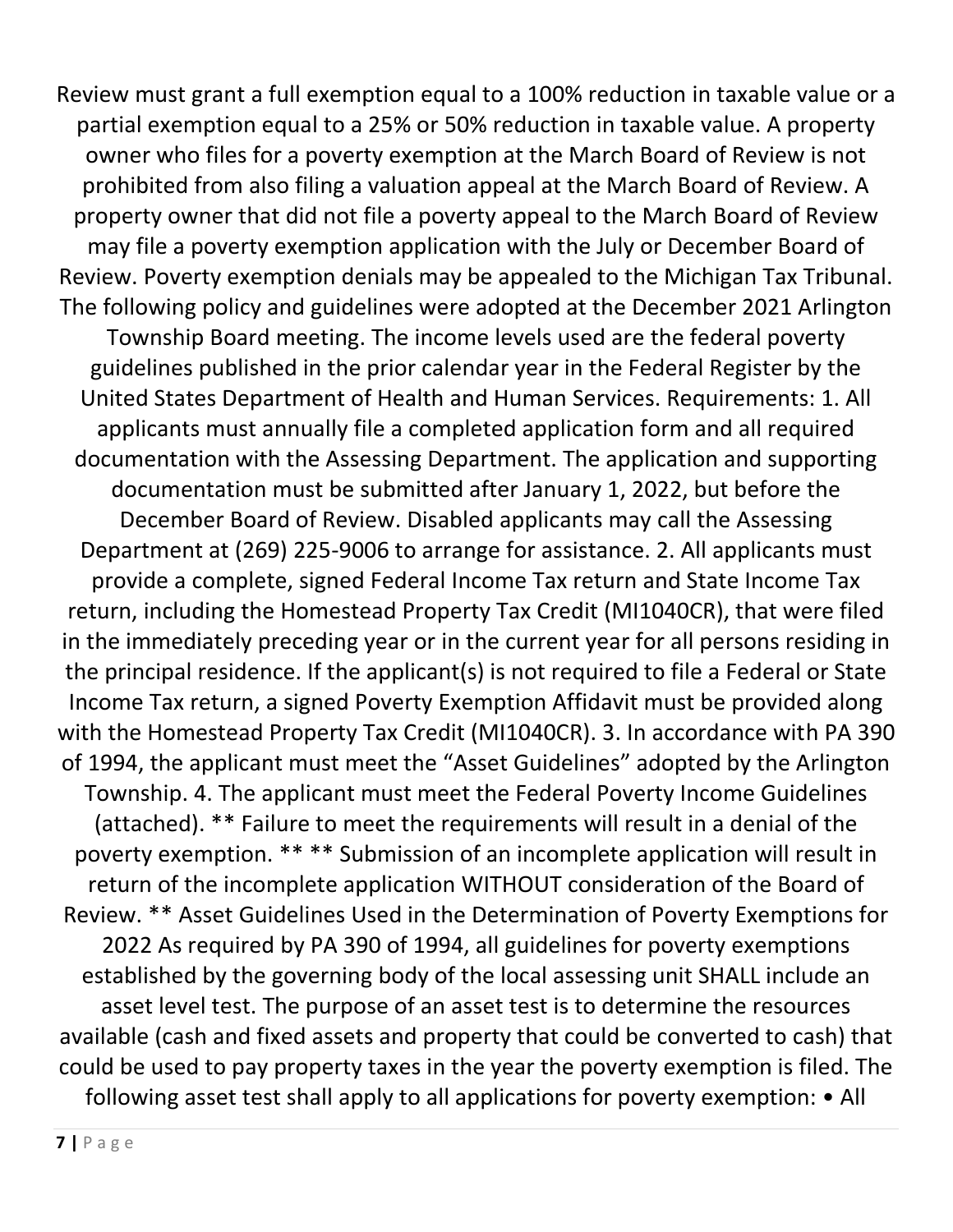Review must grant a full exemption equal to a 100% reduction in taxable value or a partial exemption equal to a 25% or 50% reduction in taxable value. A property owner who files for a poverty exemption at the March Board of Review is not prohibited from also filing a valuation appeal at the March Board of Review. A property owner that did not file a poverty appeal to the March Board of Review may file a poverty exemption application with the July or December Board of Review. Poverty exemption denials may be appealed to the Michigan Tax Tribunal. The following policy and guidelines were adopted at the December 2021 Arlington Township Board meeting. The income levels used are the federal poverty guidelines published in the prior calendar year in the Federal Register by the United States Department of Health and Human Services. Requirements: 1. All applicants must annually file a completed application form and all required documentation with the Assessing Department. The application and supporting documentation must be submitted after January 1, 2022, but before the December Board of Review. Disabled applicants may call the Assessing Department at (269) 225-9006 to arrange for assistance. 2. All applicants must provide a complete, signed Federal Income Tax return and State Income Tax return, including the Homestead Property Tax Credit (MI1040CR), that were filed in the immediately preceding year or in the current year for all persons residing in the principal residence. If the applicant(s) is not required to file a Federal or State Income Tax return, a signed Poverty Exemption Affidavit must be provided along with the Homestead Property Tax Credit (MI1040CR). 3. In accordance with PA 390 of 1994, the applicant must meet the "Asset Guidelines" adopted by the Arlington Township. 4. The applicant must meet the Federal Poverty Income Guidelines (attached). ** Failure to meet the requirements will result in a denial of the poverty exemption. ** ** Submission of an incomplete application will result in return of the incomplete application WITHOUT consideration of the Board of Review. ** Asset Guidelines Used in the Determination of Poverty Exemptions for 2022 As required by PA 390 of 1994, all guidelines for poverty exemptions established by the governing body of the local assessing unit SHALL include an asset level test. The purpose of an asset test is to determine the resources available (cash and fixed assets and property that could be converted to cash) that could be used to pay property taxes in the year the poverty exemption is filed. The following asset test shall apply to all applications for poverty exemption: • All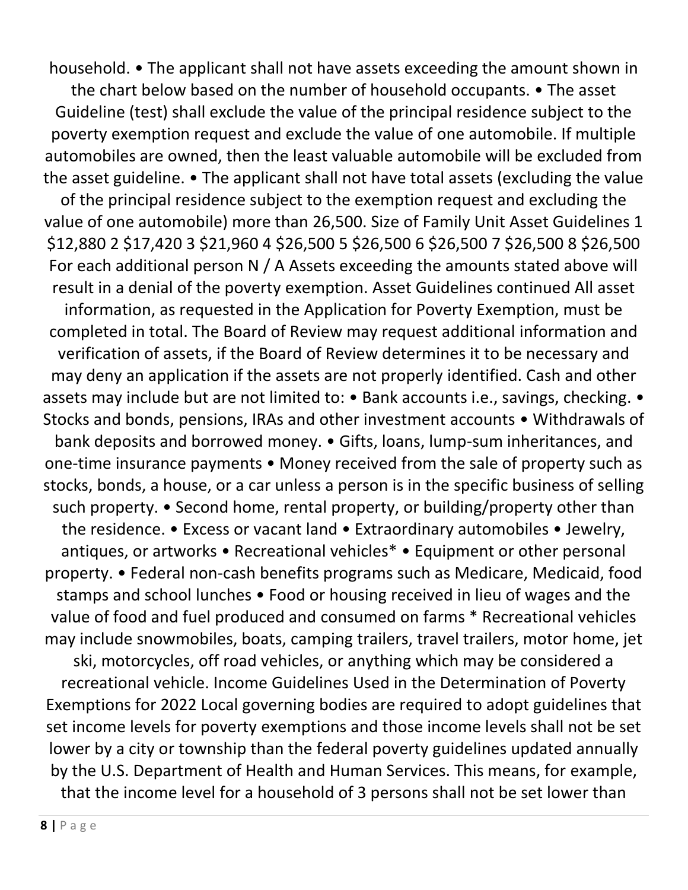household. • The applicant shall not have assets exceeding the amount shown in the chart below based on the number of household occupants. • The asset Guideline (test) shall exclude the value of the principal residence subject to the poverty exemption request and exclude the value of one automobile. If multiple automobiles are owned, then the least valuable automobile will be excluded from the asset guideline. • The applicant shall not have total assets (excluding the value of the principal residence subject to the exemption request and excluding the value of one automobile) more than 26,500.

| Size of Family Unit | Asset Guidelines |
| --- | --- |
| 1 | $12,880 |
| 2 | $17,420 |
| 3 | $21,960 |
| 4 | $26,500 |
| 5 | $26,500 |
| 6 | $26,500 |
| 7 | $26,500 |
| 8 | $26,500 |
| For each additional person | N / A |

Assets exceeding the amounts stated above will result in a denial of the poverty exemption.

## Asset Guidelines continued

All asset information, as requested in the Application for Poverty Exemption, must be completed in total. The Board of Review may request additional information and verification of assets, if the Board of Review determines it to be necessary and may deny an application if the assets are not properly identified. Cash and other assets may include but are not limited to:

- Bank accounts i.e., savings, checking.
- Stocks and bonds, pensions, IRAs and other investment accounts
- Withdrawals of bank deposits and borrowed money.
- Gifts, loans, lump-sum inheritances, and one-time insurance payments
- Money received from the sale of property such as stocks, bonds, a house, or a car unless a person is in the specific business of selling such property.
- Second home, rental property, or building/property other than the residence.
- Excess or vacant land
- Extraordinary automobiles
- Jewelry, antiques, or artworks
- Recreational vehicles*
- Equipment or other personal property.
- Federal non-cash benefits programs such as Medicare, Medicaid, food stamps and school lunches
- Food or housing received in lieu of wages and the value of food and fuel produced and consumed on farms

* Recreational vehicles may include snowmobiles, boats, camping trailers, travel trailers, motor home, jet ski, motorcycles, off road vehicles, or anything which may be considered a recreational vehicle.

## Income Guidelines Used in the Determination of Poverty Exemptions for 2022

Local governing bodies are required to adopt guidelines that set income levels for poverty exemptions and those income levels shall not be set lower by a city or township than the federal poverty guidelines updated annually by the U.S. Department of Health and Human Services. This means, for example, that the income level for a household of 3 persons shall not be set lower than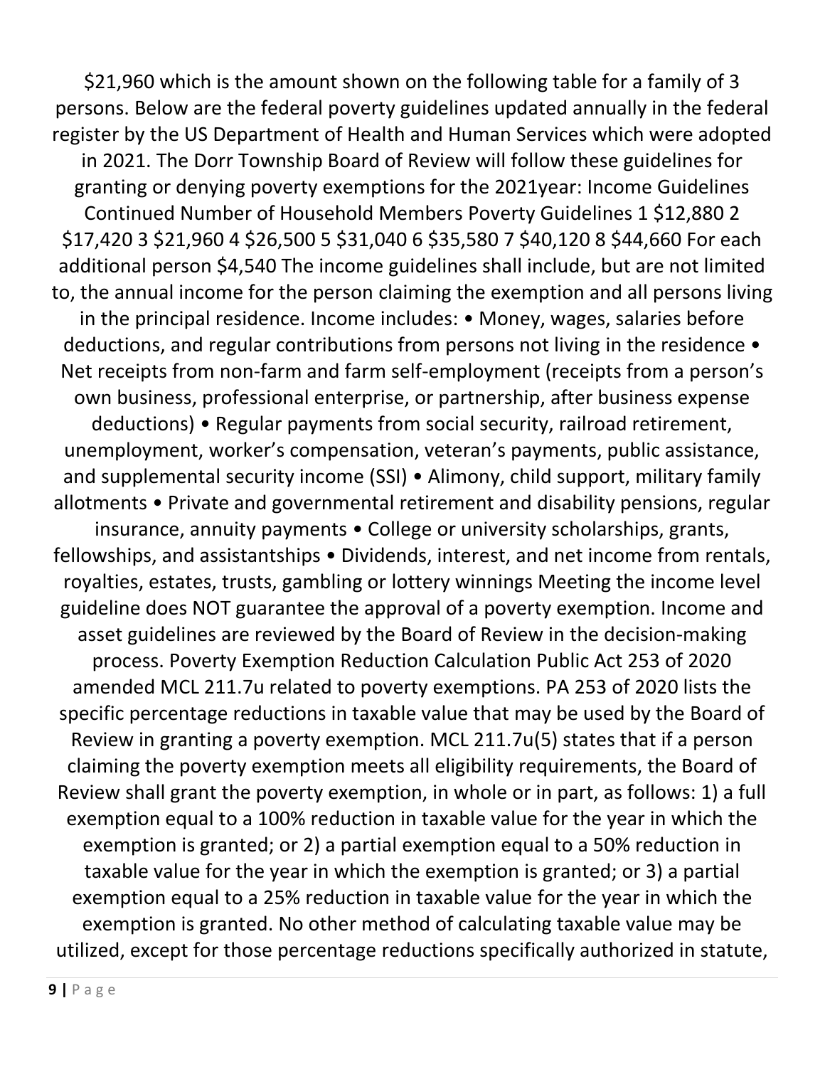$21,960 which is the amount shown on the following table for a family of 3 persons. Below are the federal poverty guidelines updated annually in the federal register by the US Department of Health and Human Services which were adopted in 2021. The Dorr Township Board of Review will follow these guidelines for granting or denying poverty exemptions for the 2021year: Income Guidelines Continued Number of Household Members Poverty Guidelines 1 $12,880 2 $17,420 3 $21,960 4 $26,500 5 $31,040 6 $35,580 7 $40,120 8 $44,660 For each additional person $4,540 The income guidelines shall include, but are not limited to, the annual income for the person claiming the exemption and all persons living in the principal residence. Income includes: • Money, wages, salaries before deductions, and regular contributions from persons not living in the residence • Net receipts from non-farm and farm self-employment (receipts from a person's own business, professional enterprise, or partnership, after business expense deductions) • Regular payments from social security, railroad retirement, unemployment, worker's compensation, veteran's payments, public assistance, and supplemental security income (SSI) • Alimony, child support, military family allotments • Private and governmental retirement and disability pensions, regular insurance, annuity payments • College or university scholarships, grants, fellowships, and assistantships • Dividends, interest, and net income from rentals, royalties, estates, trusts, gambling or lottery winnings Meeting the income level guideline does NOT guarantee the approval of a poverty exemption. Income and asset guidelines are reviewed by the Board of Review in the decision-making process. Poverty Exemption Reduction Calculation Public Act 253 of 2020 amended MCL 211.7u related to poverty exemptions. PA 253 of 2020 lists the specific percentage reductions in taxable value that may be used by the Board of Review in granting a poverty exemption. MCL 211.7u(5) states that if a person claiming the poverty exemption meets all eligibility requirements, the Board of Review shall grant the poverty exemption, in whole or in part, as follows: 1) a full exemption equal to a 100% reduction in taxable value for the year in which the exemption is granted; or 2) a partial exemption equal to a 50% reduction in taxable value for the year in which the exemption is granted; or 3) a partial exemption equal to a 25% reduction in taxable value for the year in which the exemption is granted. No other method of calculating taxable value may be utilized, except for those percentage reductions specifically authorized in statute,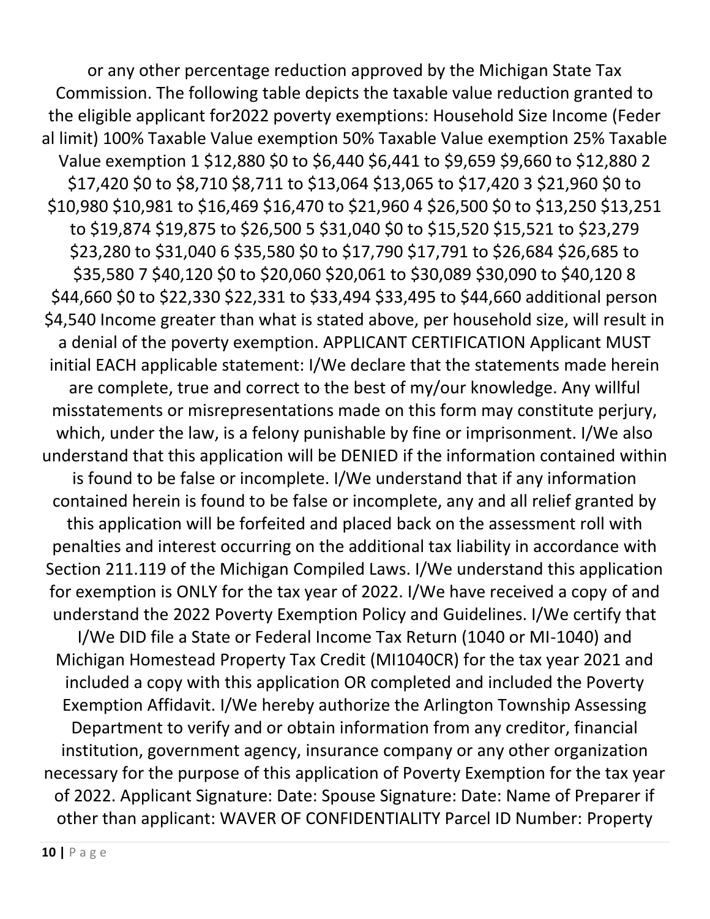or any other percentage reduction approved by the Michigan State Tax Commission. The following table depicts the taxable value reduction granted to the eligible applicant for2022 poverty exemptions:

| Household Size | Income (Federal limit) | 100% Taxable Value exemption | 50% Taxable Value exemption | 25% Taxable Value exemption |
|---|---|---|---|---|
| 1 | $12,880 | $0 to $6,440 | $6,441 to $9,659 | $9,660 to $12,880 |
| 2 | $17,420 | $0 to $8,710 | $8,711 to $13,064 | $13,065 to $17,420 |
| 3 | $21,960 | $0 to $10,980 | $10,981 to $16,469 | $16,470 to $21,960 |
| 4 | $26,500 | $0 to $13,250 | $13,251 to $19,874 | $19,875 to $26,500 |
| 5 | $31,040 | $0 to $15,520 | $15,521 to $23,279 | $23,280 to $31,040 |
| 6 | $35,580 | $0 to $17,790 | $17,791 to $26,684 | $26,685 to $35,580 |
| 7 | $40,120 | $0 to $20,060 | $20,061 to $30,089 | $30,090 to $40,120 |
| 8 | $44,660 | $0 to $22,330 | $22,331 to $33,494 | $33,495 to $44,660 |
| additional person | $4,540 | | | |

Income greater than what is stated above, per household size, will result in a denial of the poverty exemption.

APPLICANT CERTIFICATION

Applicant MUST initial EACH applicable statement:

I/We declare that the statements made herein are complete, true and correct to the best of my/our knowledge. Any willful misstatements or misrepresentations made on this form may constitute perjury, which, under the law, is a felony punishable by fine or imprisonment.

I/We also understand that this application will be DENIED if the information contained within is found to be false or incomplete.

I/We understand that if any information contained herein is found to be false or incomplete, any and all relief granted by this application will be forfeited and placed back on the assessment roll with penalties and interest occurring on the additional tax liability in accordance with Section 211.119 of the Michigan Compiled Laws.

I/We understand this application for exemption is ONLY for the tax year of 2022.

I/We have received a copy of and understand the 2022 Poverty Exemption Policy and Guidelines.

I/We certify that I/We DID file a State or Federal Income Tax Return (1040 or MI-1040) and Michigan Homestead Property Tax Credit (MI1040CR) for the tax year 2021 and included a copy with this application OR completed and included the Poverty Exemption Affidavit.

I/We hereby authorize the Arlington Township Assessing Department to verify and or obtain information from any creditor, financial institution, government agency, insurance company or any other organization necessary for the purpose of this application of Poverty Exemption for the tax year of 2022.

Applicant Signature: Date:

Spouse Signature: Date:

Name of Preparer if other than applicant:

WAVER OF CONFIDENTIALITY

Parcel ID Number: Property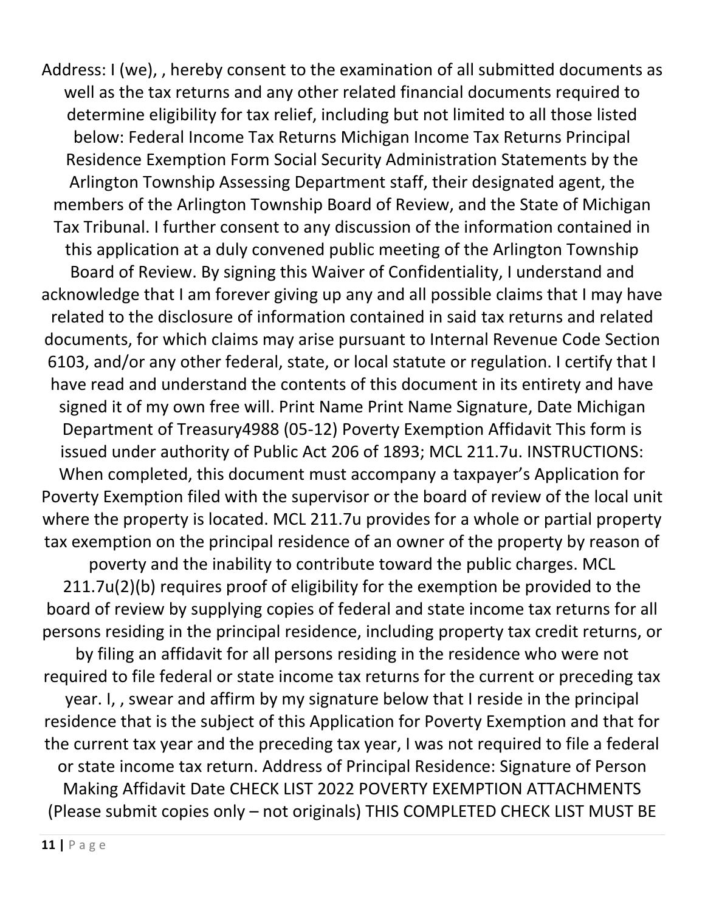Address: I (we), , hereby consent to the examination of all submitted documents as well as the tax returns and any other related financial documents required to determine eligibility for tax relief, including but not limited to all those listed below: Federal Income Tax Returns Michigan Income Tax Returns Principal Residence Exemption Form Social Security Administration Statements by the Arlington Township Assessing Department staff, their designated agent, the members of the Arlington Township Board of Review, and the State of Michigan Tax Tribunal. I further consent to any discussion of the information contained in this application at a duly convened public meeting of the Arlington Township Board of Review. By signing this Waiver of Confidentiality, I understand and acknowledge that I am forever giving up any and all possible claims that I may have related to the disclosure of information contained in said tax returns and related documents, for which claims may arise pursuant to Internal Revenue Code Section 6103, and/or any other federal, state, or local statute or regulation. I certify that I have read and understand the contents of this document in its entirety and have signed it of my own free will. Print Name Print Name Signature, Date Michigan Department of Treasury4988 (05-12) Poverty Exemption Affidavit This form is issued under authority of Public Act 206 of 1893; MCL 211.7u. INSTRUCTIONS: When completed, this document must accompany a taxpayer's Application for Poverty Exemption filed with the supervisor or the board of review of the local unit where the property is located. MCL 211.7u provides for a whole or partial property tax exemption on the principal residence of an owner of the property by reason of poverty and the inability to contribute toward the public charges. MCL 211.7u(2)(b) requires proof of eligibility for the exemption be provided to the board of review by supplying copies of federal and state income tax returns for all persons residing in the principal residence, including property tax credit returns, or by filing an affidavit for all persons residing in the residence who were not required to file federal or state income tax returns for the current or preceding tax year. I, , swear and affirm by my signature below that I reside in the principal residence that is the subject of this Application for Poverty Exemption and that for the current tax year and the preceding tax year, I was not required to file a federal or state income tax return. Address of Principal Residence: Signature of Person Making Affidavit Date CHECK LIST 2022 POVERTY EXEMPTION ATTACHMENTS (Please submit copies only – not originals) THIS COMPLETED CHECK LIST MUST BE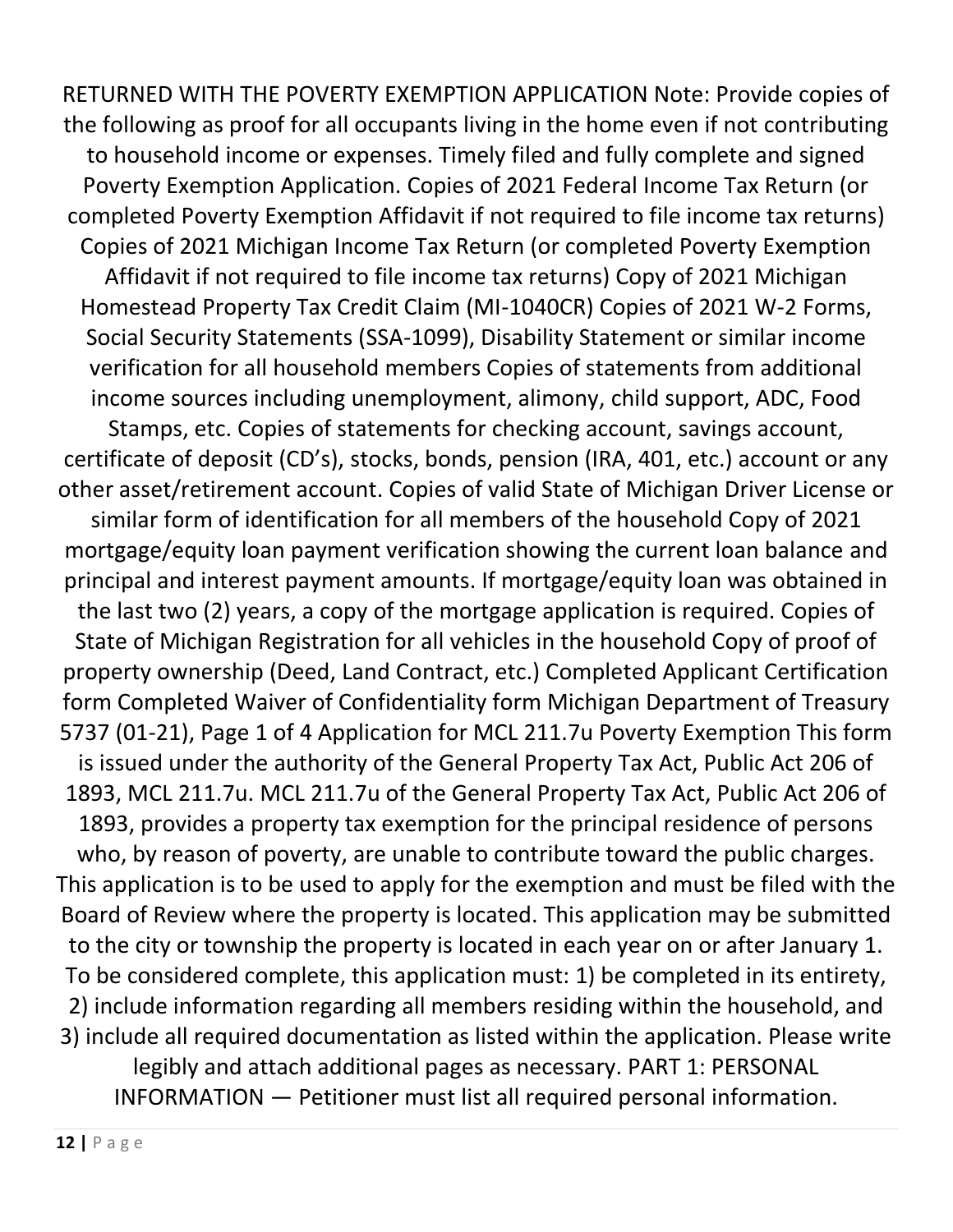RETURNED WITH THE POVERTY EXEMPTION APPLICATION Note: Provide copies of the following as proof for all occupants living in the home even if not contributing to household income or expenses. Timely filed and fully complete and signed Poverty Exemption Application. Copies of 2021 Federal Income Tax Return (or completed Poverty Exemption Affidavit if not required to file income tax returns) Copies of 2021 Michigan Income Tax Return (or completed Poverty Exemption Affidavit if not required to file income tax returns) Copy of 2021 Michigan Homestead Property Tax Credit Claim (MI-1040CR) Copies of 2021 W-2 Forms, Social Security Statements (SSA-1099), Disability Statement or similar income verification for all household members Copies of statements from additional income sources including unemployment, alimony, child support, ADC, Food Stamps, etc. Copies of statements for checking account, savings account, certificate of deposit (CD's), stocks, bonds, pension (IRA, 401, etc.) account or any other asset/retirement account. Copies of valid State of Michigan Driver License or similar form of identification for all members of the household Copy of 2021 mortgage/equity loan payment verification showing the current loan balance and principal and interest payment amounts. If mortgage/equity loan was obtained in the last two (2) years, a copy of the mortgage application is required. Copies of State of Michigan Registration for all vehicles in the household Copy of proof of property ownership (Deed, Land Contract, etc.) Completed Applicant Certification form Completed Waiver of Confidentiality form Michigan Department of Treasury 5737 (01-21), Page 1 of 4 Application for MCL 211.7u Poverty Exemption This form is issued under the authority of the General Property Tax Act, Public Act 206 of 1893, MCL 211.7u. MCL 211.7u of the General Property Tax Act, Public Act 206 of 1893, provides a property tax exemption for the principal residence of persons who, by reason of poverty, are unable to contribute toward the public charges. This application is to be used to apply for the exemption and must be filed with the Board of Review where the property is located. This application may be submitted to the city or township the property is located in each year on or after January 1. To be considered complete, this application must: 1) be completed in its entirety, 2) include information regarding all members residing within the household, and 3) include all required documentation as listed within the application. Please write legibly and attach additional pages as necessary. PART 1: PERSONAL INFORMATION — Petitioner must list all required personal information.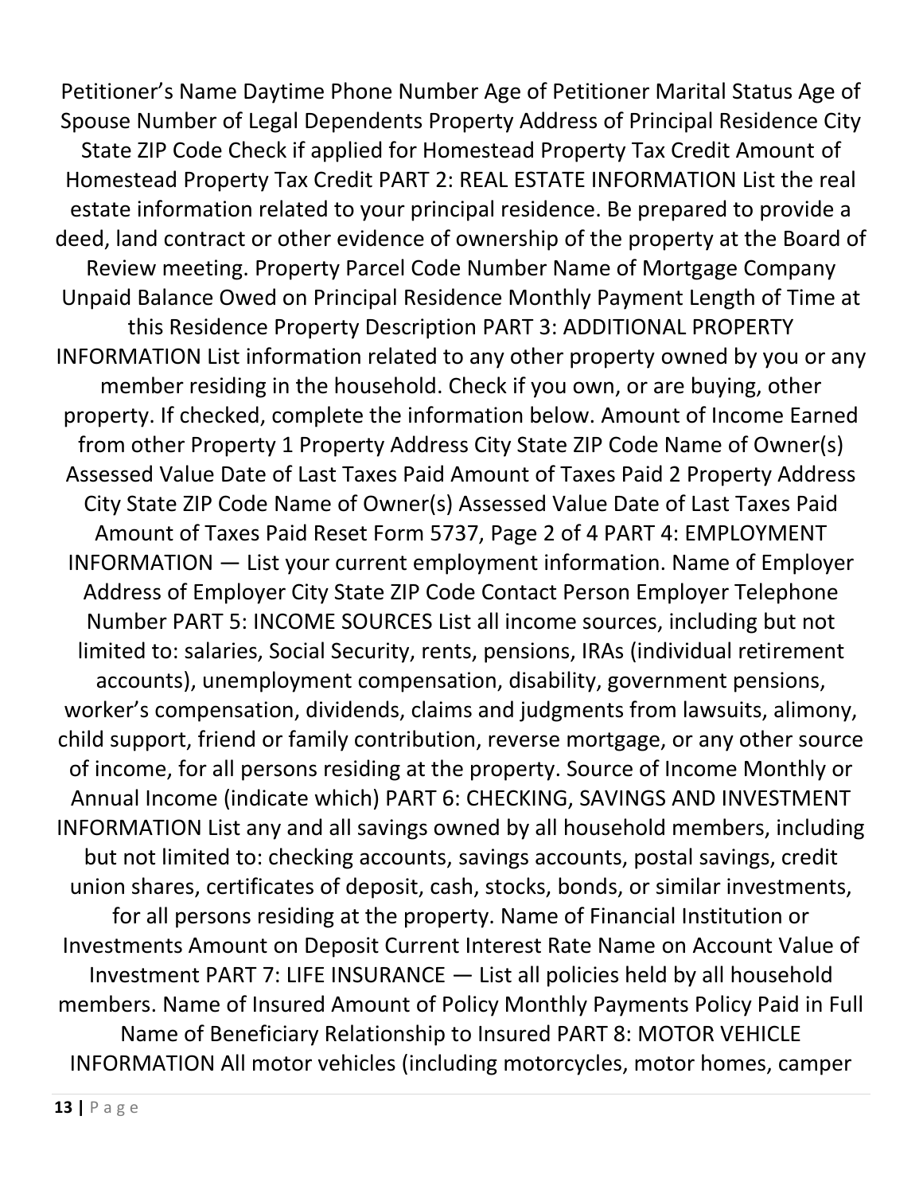Petitioner's Name Daytime Phone Number Age of Petitioner Marital Status Age of Spouse Number of Legal Dependents Property Address of Principal Residence City State ZIP Code Check if applied for Homestead Property Tax Credit Amount of Homestead Property Tax Credit PART 2: REAL ESTATE INFORMATION List the real estate information related to your principal residence. Be prepared to provide a deed, land contract or other evidence of ownership of the property at the Board of Review meeting. Property Parcel Code Number Name of Mortgage Company Unpaid Balance Owed on Principal Residence Monthly Payment Length of Time at this Residence Property Description PART 3: ADDITIONAL PROPERTY INFORMATION List information related to any other property owned by you or any member residing in the household. Check if you own, or are buying, other property. If checked, complete the information below. Amount of Income Earned from other Property 1 Property Address City State ZIP Code Name of Owner(s) Assessed Value Date of Last Taxes Paid Amount of Taxes Paid 2 Property Address City State ZIP Code Name of Owner(s) Assessed Value Date of Last Taxes Paid Amount of Taxes Paid Reset Form 5737, Page 2 of 4 PART 4: EMPLOYMENT INFORMATION — List your current employment information. Name of Employer Address of Employer City State ZIP Code Contact Person Employer Telephone Number PART 5: INCOME SOURCES List all income sources, including but not limited to: salaries, Social Security, rents, pensions, IRAs (individual retirement accounts), unemployment compensation, disability, government pensions, worker's compensation, dividends, claims and judgments from lawsuits, alimony, child support, friend or family contribution, reverse mortgage, or any other source of income, for all persons residing at the property. Source of Income Monthly or Annual Income (indicate which) PART 6: CHECKING, SAVINGS AND INVESTMENT INFORMATION List any and all savings owned by all household members, including but not limited to: checking accounts, savings accounts, postal savings, credit union shares, certificates of deposit, cash, stocks, bonds, or similar investments, for all persons residing at the property. Name of Financial Institution or Investments Amount on Deposit Current Interest Rate Name on Account Value of Investment PART 7: LIFE INSURANCE — List all policies held by all household members. Name of Insured Amount of Policy Monthly Payments Policy Paid in Full Name of Beneficiary Relationship to Insured PART 8: MOTOR VEHICLE INFORMATION All motor vehicles (including motorcycles, motor homes, camper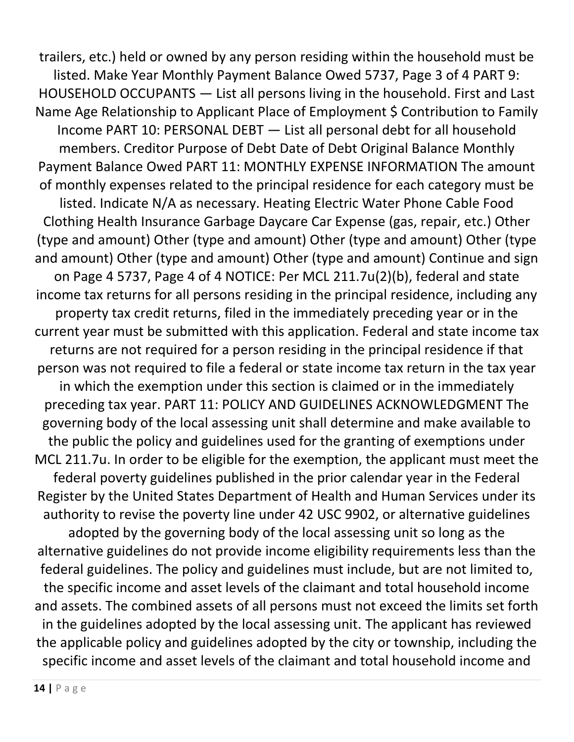trailers, etc.) held or owned by any person residing within the household must be listed. Make Year Monthly Payment Balance Owed 5737, Page 3 of 4 PART 9: HOUSEHOLD OCCUPANTS — List all persons living in the household. First and Last Name Age Relationship to Applicant Place of Employment $ Contribution to Family Income PART 10: PERSONAL DEBT — List all personal debt for all household members. Creditor Purpose of Debt Date of Debt Original Balance Monthly Payment Balance Owed PART 11: MONTHLY EXPENSE INFORMATION The amount of monthly expenses related to the principal residence for each category must be listed. Indicate N/A as necessary. Heating Electric Water Phone Cable Food Clothing Health Insurance Garbage Daycare Car Expense (gas, repair, etc.) Other (type and amount) Other (type and amount) Other (type and amount) Other (type and amount) Other (type and amount) Other (type and amount) Continue and sign on Page 4 5737, Page 4 of 4 NOTICE: Per MCL 211.7u(2)(b), federal and state income tax returns for all persons residing in the principal residence, including any property tax credit returns, filed in the immediately preceding year or in the current year must be submitted with this application. Federal and state income tax returns are not required for a person residing in the principal residence if that person was not required to file a federal or state income tax return in the tax year in which the exemption under this section is claimed or in the immediately preceding tax year. PART 11: POLICY AND GUIDELINES ACKNOWLEDGMENT The governing body of the local assessing unit shall determine and make available to the public the policy and guidelines used for the granting of exemptions under MCL 211.7u. In order to be eligible for the exemption, the applicant must meet the federal poverty guidelines published in the prior calendar year in the Federal Register by the United States Department of Health and Human Services under its authority to revise the poverty line under 42 USC 9902, or alternative guidelines adopted by the governing body of the local assessing unit so long as the alternative guidelines do not provide income eligibility requirements less than the federal guidelines. The policy and guidelines must include, but are not limited to, the specific income and asset levels of the claimant and total household income and assets. The combined assets of all persons must not exceed the limits set forth in the guidelines adopted by the local assessing unit. The applicant has reviewed the applicable policy and guidelines adopted by the city or township, including the specific income and asset levels of the claimant and total household income and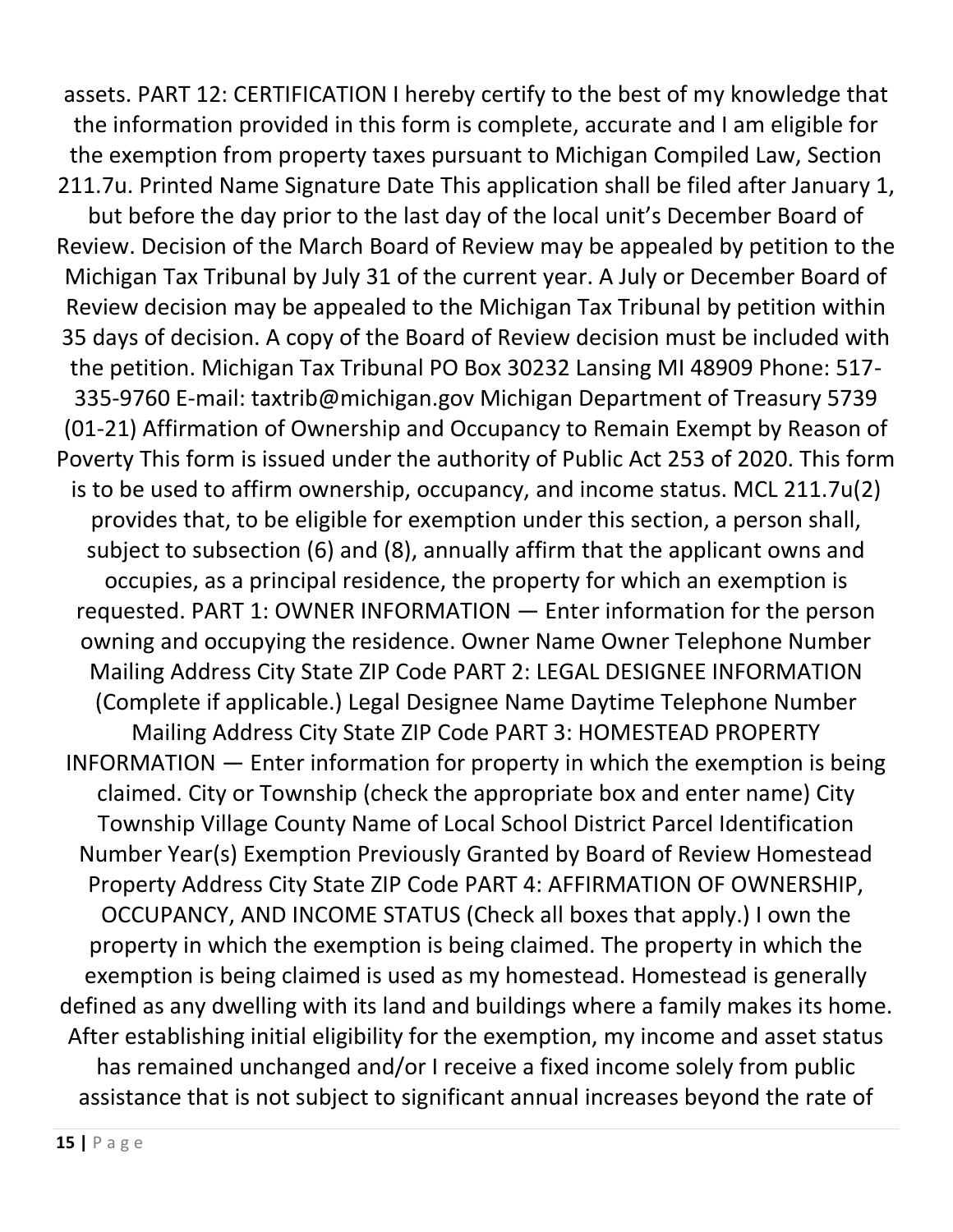assets. PART 12: CERTIFICATION I hereby certify to the best of my knowledge that the information provided in this form is complete, accurate and I am eligible for the exemption from property taxes pursuant to Michigan Compiled Law, Section 211.7u. Printed Name Signature Date This application shall be filed after January 1, but before the day prior to the last day of the local unit's December Board of Review. Decision of the March Board of Review may be appealed by petition to the Michigan Tax Tribunal by July 31 of the current year. A July or December Board of Review decision may be appealed to the Michigan Tax Tribunal by petition within 35 days of decision. A copy of the Board of Review decision must be included with the petition. Michigan Tax Tribunal PO Box 30232 Lansing MI 48909 Phone: 517-335-9760 E-mail: taxtrib@michigan.gov Michigan Department of Treasury 5739 (01-21) Affirmation of Ownership and Occupancy to Remain Exempt by Reason of Poverty This form is issued under the authority of Public Act 253 of 2020. This form is to be used to affirm ownership, occupancy, and income status. MCL 211.7u(2) provides that, to be eligible for exemption under this section, a person shall, subject to subsection (6) and (8), annually affirm that the applicant owns and occupies, as a principal residence, the property for which an exemption is requested. PART 1: OWNER INFORMATION — Enter information for the person owning and occupying the residence. Owner Name Owner Telephone Number Mailing Address City State ZIP Code PART 2: LEGAL DESIGNEE INFORMATION (Complete if applicable.) Legal Designee Name Daytime Telephone Number Mailing Address City State ZIP Code PART 3: HOMESTEAD PROPERTY INFORMATION — Enter information for property in which the exemption is being claimed. City or Township (check the appropriate box and enter name) City Township Village County Name of Local School District Parcel Identification Number Year(s) Exemption Previously Granted by Board of Review Homestead Property Address City State ZIP Code PART 4: AFFIRMATION OF OWNERSHIP, OCCUPANCY, AND INCOME STATUS (Check all boxes that apply.) I own the property in which the exemption is being claimed. The property in which the exemption is being claimed is used as my homestead. Homestead is generally defined as any dwelling with its land and buildings where a family makes its home. After establishing initial eligibility for the exemption, my income and asset status has remained unchanged and/or I receive a fixed income solely from public assistance that is not subject to significant annual increases beyond the rate of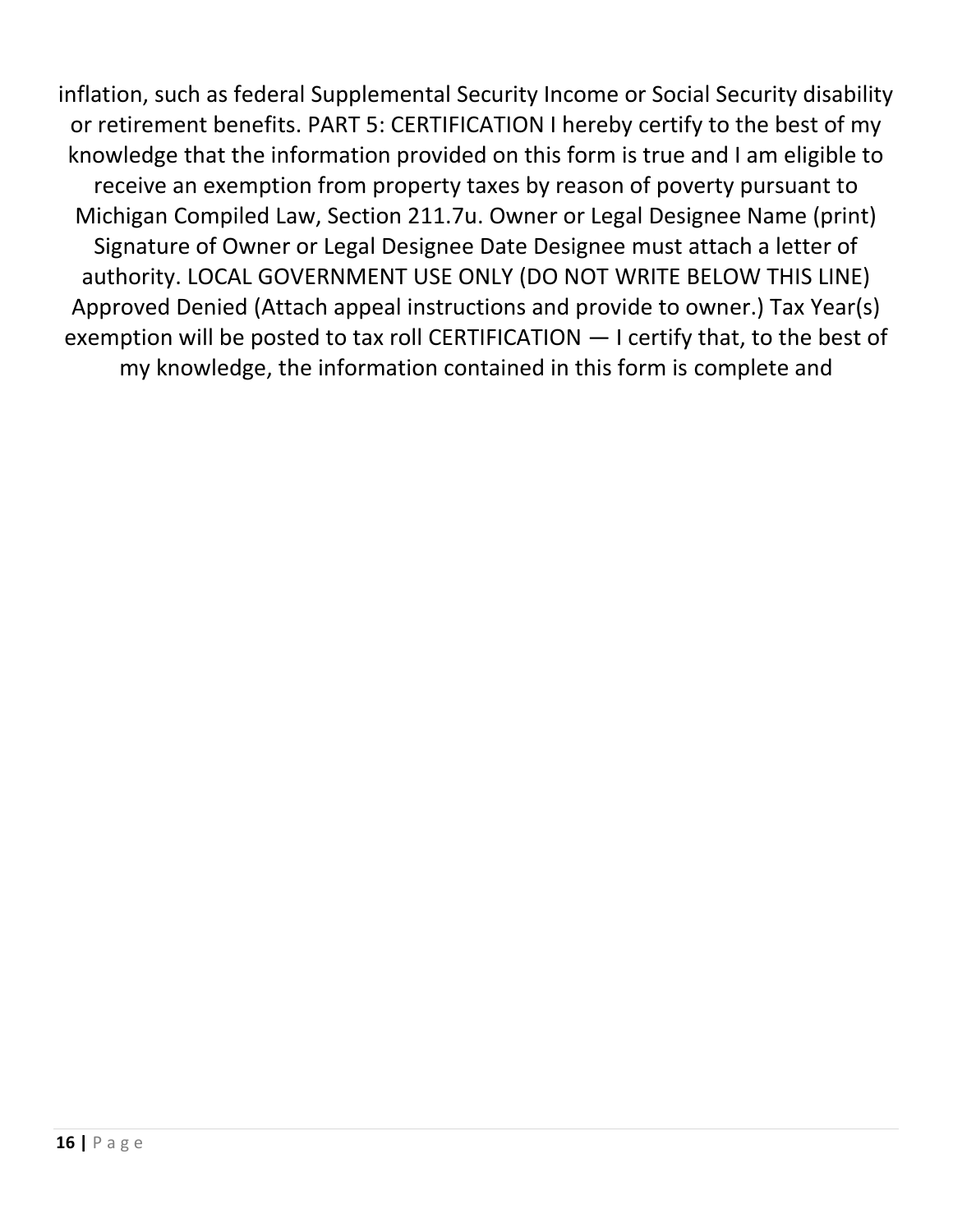inflation, such as federal Supplemental Security Income or Social Security disability or retirement benefits. PART 5: CERTIFICATION I hereby certify to the best of my knowledge that the information provided on this form is true and I am eligible to receive an exemption from property taxes by reason of poverty pursuant to Michigan Compiled Law, Section 211.7u. Owner or Legal Designee Name (print) Signature of Owner or Legal Designee Date Designee must attach a letter of authority. LOCAL GOVERNMENT USE ONLY (DO NOT WRITE BELOW THIS LINE) Approved Denied (Attach appeal instructions and provide to owner.) Tax Year(s) exemption will be posted to tax roll CERTIFICATION — I certify that, to the best of my knowledge, the information contained in this form is complete and